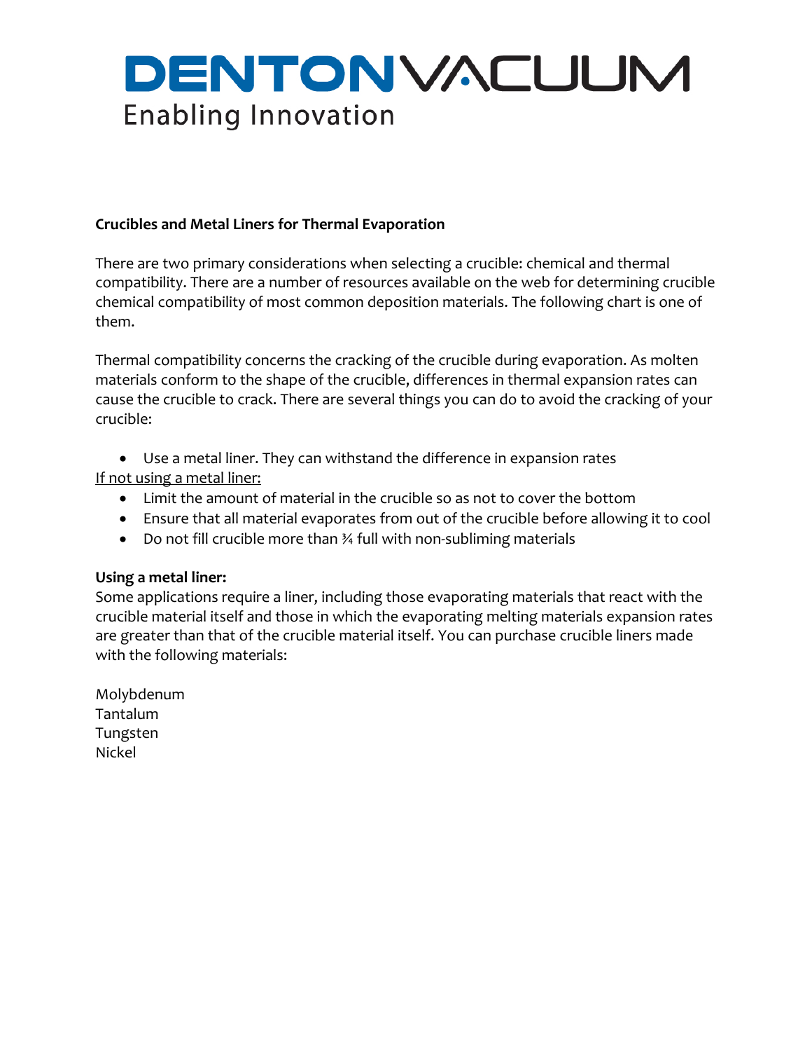# DENTONVACUUM
Enabling Innovation

**Crucibles and Metal Liners for Thermal Evaporation**

There are two primary considerations when selecting a crucible: chemical and thermal compatibility. There are a number of resources available on the web for determining crucible chemical compatibility of most common deposition materials. The following chart is one of them.

Thermal compatibility concerns the cracking of the crucible during evaporation. As molten materials conform to the shape of the crucible, differences in thermal expansion rates can cause the crucible to crack. There are several things you can do to avoid the cracking of your crucible:

- Use a metal liner. They can withstand the difference in expansion rates

If not using a metal liner:

- Limit the amount of material in the crucible so as not to cover the bottom
- Ensure that all material evaporates from out of the crucible before allowing it to cool
- Do not fill crucible more than ¾ full with non-subliming materials

**Using a metal liner:**
Some applications require a liner, including those evaporating materials that react with the crucible material itself and those in which the evaporating melting materials expansion rates are greater than that of the crucible material itself. You can purchase crucible liners made with the following materials:

Molybdenum
Tantalum
Tungsten
Nickel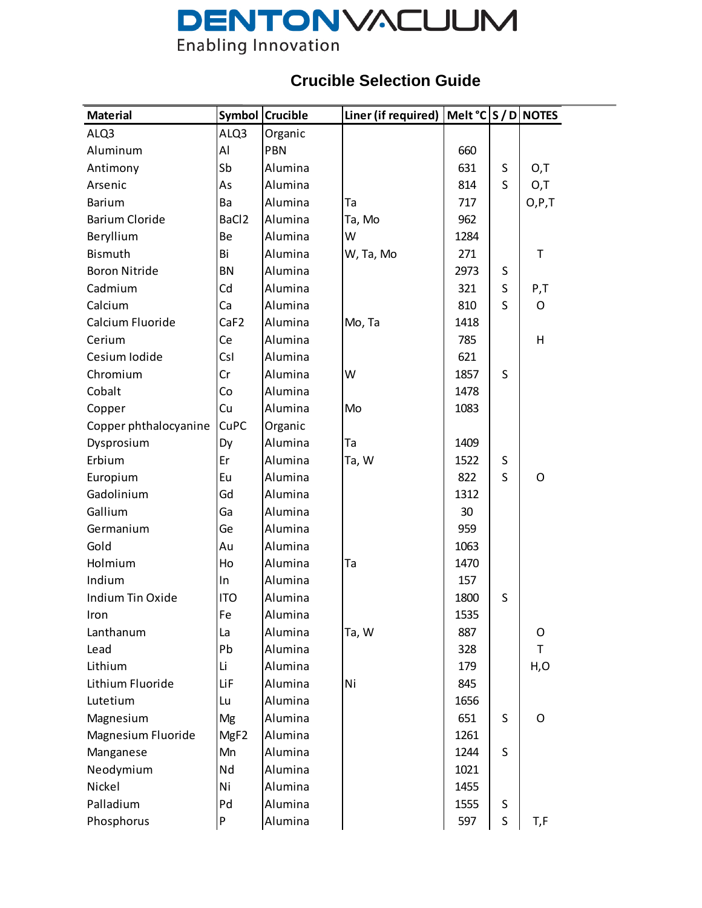DENTONVACUUM
Enabling Innovation

# Crucible Selection Guide

| Material | Symbol | Crucible | Liner (if required) | Melt °C | S / D | NOTES |
|---|---|---|---|---|---|---|
| ALQ3 | ALQ3 | Organic | | | | |
| Aluminum | Al | PBN | | 660 | | |
| Antimony | Sb | Alumina | | 631 | S | O,T |
| Arsenic | As | Alumina | | 814 | S | O,T |
| Barium | Ba | Alumina | Ta | 717 | | O,P,T |
| Barium Cloride | BaCl2 | Alumina | Ta, Mo | 962 | | |
| Beryllium | Be | Alumina | W | 1284 | | |
| Bismuth | Bi | Alumina | W, Ta, Mo | 271 | | T |
| Boron Nitride | BN | Alumina | | 2973 | S | |
| Cadmium | Cd | Alumina | | 321 | S | P,T |
| Calcium | Ca | Alumina | | 810 | S | O |
| Calcium Fluoride | CaF2 | Alumina | Mo, Ta | 1418 | | |
| Cerium | Ce | Alumina | | 785 | | H |
| Cesium Iodide | CsI | Alumina | | 621 | | |
| Chromium | Cr | Alumina | W | 1857 | S | |
| Cobalt | Co | Alumina | | 1478 | | |
| Copper | Cu | Alumina | Mo | 1083 | | |
| Copper phthalocyanine | CuPC | Organic | | | | |
| Dysprosium | Dy | Alumina | Ta | 1409 | | |
| Erbium | Er | Alumina | Ta, W | 1522 | S | |
| Europium | Eu | Alumina | | 822 | S | O |
| Gadolinium | Gd | Alumina | | 1312 | | |
| Gallium | Ga | Alumina | | 30 | | |
| Germanium | Ge | Alumina | | 959 | | |
| Gold | Au | Alumina | | 1063 | | |
| Holmium | Ho | Alumina | Ta | 1470 | | |
| Indium | In | Alumina | | 157 | | |
| Indium Tin Oxide | ITO | Alumina | | 1800 | S | |
| Iron | Fe | Alumina | | 1535 | | |
| Lanthanum | La | Alumina | Ta, W | 887 | | O |
| Lead | Pb | Alumina | | 328 | | T |
| Lithium | Li | Alumina | | 179 | | H,O |
| Lithium Fluoride | LiF | Alumina | Ni | 845 | | |
| Lutetium | Lu | Alumina | | 1656 | | |
| Magnesium | Mg | Alumina | | 651 | S | O |
| Magnesium Fluoride | MgF2 | Alumina | | 1261 | | |
| Manganese | Mn | Alumina | | 1244 | S | |
| Neodymium | Nd | Alumina | | 1021 | | |
| Nickel | Ni | Alumina | | 1455 | | |
| Palladium | Pd | Alumina | | 1555 | S | |
| Phosphorus | P | Alumina | | 597 | S | T,F |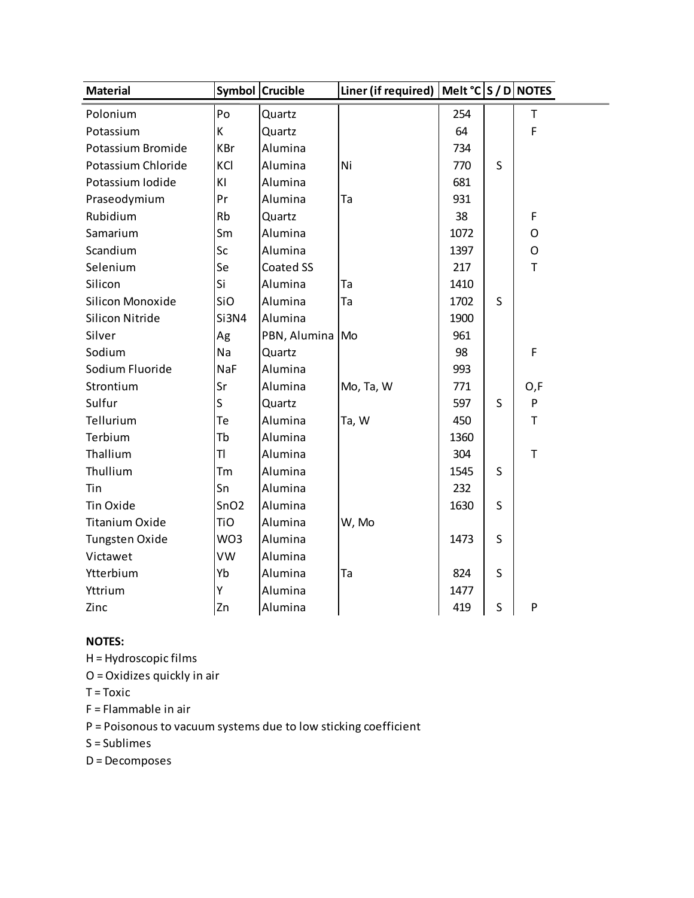| Material | Symbol | Crucible | Liner (if required) | Melt °C | S / D | NOTES |
|---|---|---|---|---|---|---|
| Polonium | Po | Quartz | | 254 | | T |
| Potassium | K | Quartz | | 64 | | F |
| Potassium Bromide | KBr | Alumina | | 734 | | |
| Potassium Chloride | KCl | Alumina | Ni | 770 | S | |
| Potassium Iodide | KI | Alumina | | 681 | | |
| Praseodymium | Pr | Alumina | Ta | 931 | | |
| Rubidium | Rb | Quartz | | 38 | | F |
| Samarium | Sm | Alumina | | 1072 | | O |
| Scandium | Sc | Alumina | | 1397 | | O |
| Selenium | Se | Coated SS | | 217 | | T |
| Silicon | Si | Alumina | Ta | 1410 | | |
| Silicon Monoxide | SiO | Alumina | Ta | 1702 | S | |
| Silicon Nitride | Si3N4 | Alumina | | 1900 | | |
| Silver | Ag | PBN, Alumina | Mo | 961 | | |
| Sodium | Na | Quartz | | 98 | | F |
| Sodium Fluoride | NaF | Alumina | | 993 | | |
| Strontium | Sr | Alumina | Mo, Ta, W | 771 | | O,F |
| Sulfur | S | Quartz | | 597 | S | P |
| Tellurium | Te | Alumina | Ta, W | 450 | | T |
| Terbium | Tb | Alumina | | 1360 | | |
| Thallium | Tl | Alumina | | 304 | | T |
| Thullium | Tm | Alumina | | 1545 | S | |
| Tin | Sn | Alumina | | 232 | | |
| Tin Oxide | SnO2 | Alumina | | 1630 | S | |
| Titanium Oxide | TiO | Alumina | W, Mo | | | |
| Tungsten Oxide | WO3 | Alumina | | 1473 | S | |
| Victawet | VW | Alumina | | | | |
| Ytterbium | Yb | Alumina | Ta | 824 | S | |
| Yttrium | Y | Alumina | | 1477 | | |
| Zinc | Zn | Alumina | | 419 | S | P |

**NOTES:**

H = Hydroscopic films
O = Oxidizes quickly in air
T = Toxic
F = Flammable in air
P = Poisonous to vacuum systems due to low sticking coefficient
S = Sublimes
D = Decomposes